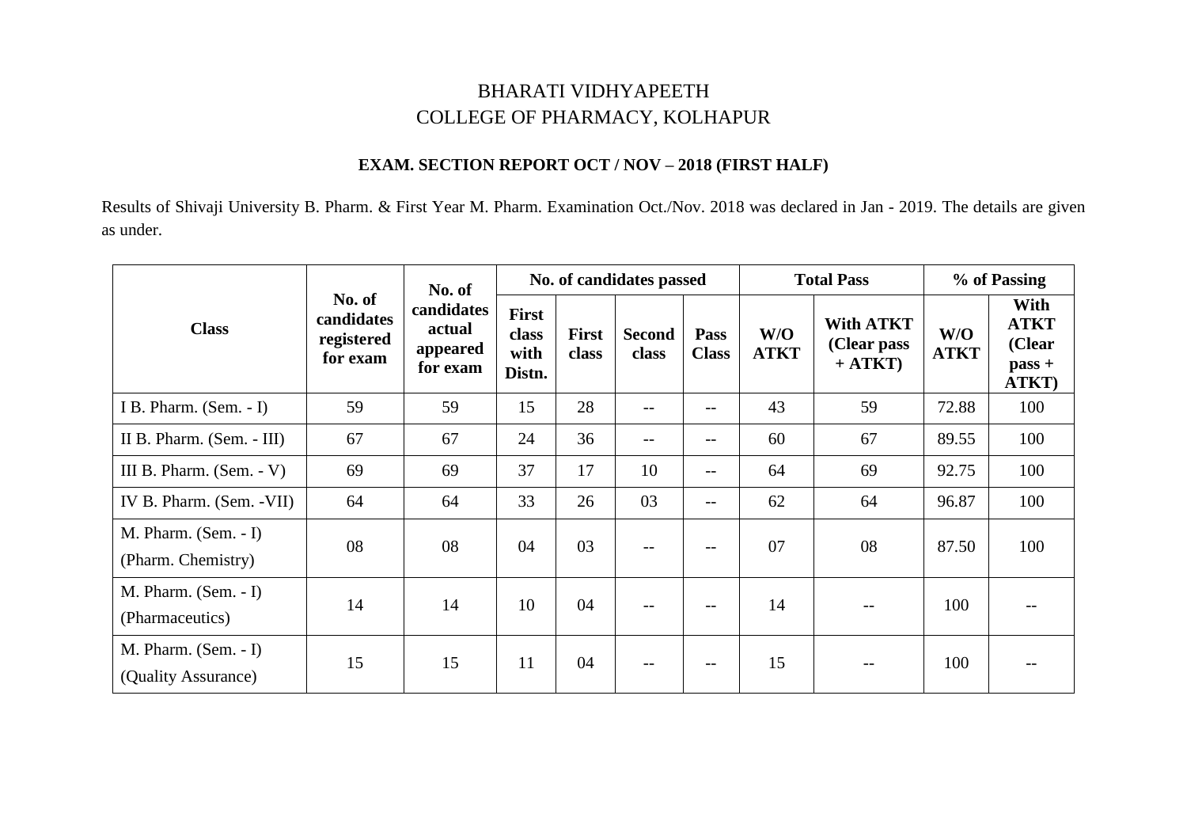# BHARATI VIDHYAPEETH
# COLLEGE OF PHARMACY, KOLHAPUR

## EXAM. SECTION REPORT OCT / NOV – 2018 (FIRST HALF)

Results of Shivaji University B. Pharm. & First Year M. Pharm. Examination Oct./Nov. 2018 was declared in Jan - 2019. The details are given as under.

| Class | No. of candidates registered for exam | No. of candidates actual appeared for exam | No. of candidates passed | | | | Total Pass | | % of Passing | |
|---|---|---|---|---|---|---|---|---|---|---|
| | | | First class with Distn. | First class | Second class | Pass Class | W/O ATKT | With ATKT (Clear pass + ATKT) | W/O ATKT | With ATKT (Clear pass + ATKT) |
| I B. Pharm. (Sem. - I) | 59 | 59 | 15 | 28 | -- | -- | 43 | 59 | 72.88 | 100 |
| II B. Pharm. (Sem. - III) | 67 | 67 | 24 | 36 | -- | -- | 60 | 67 | 89.55 | 100 |
| III B. Pharm. (Sem. - V) | 69 | 69 | 37 | 17 | 10 | -- | 64 | 69 | 92.75 | 100 |
| IV B. Pharm. (Sem. -VII) | 64 | 64 | 33 | 26 | 03 | -- | 62 | 64 | 96.87 | 100 |
| M. Pharm. (Sem. - I) (Pharm. Chemistry) | 08 | 08 | 04 | 03 | -- | -- | 07 | 08 | 87.50 | 100 |
| M. Pharm. (Sem. - I) (Pharmaceutics) | 14 | 14 | 10 | 04 | -- | -- | 14 | -- | 100 | -- |
| M. Pharm. (Sem. - I) (Quality Assurance) | 15 | 15 | 11 | 04 | -- | -- | 15 | -- | 100 | -- |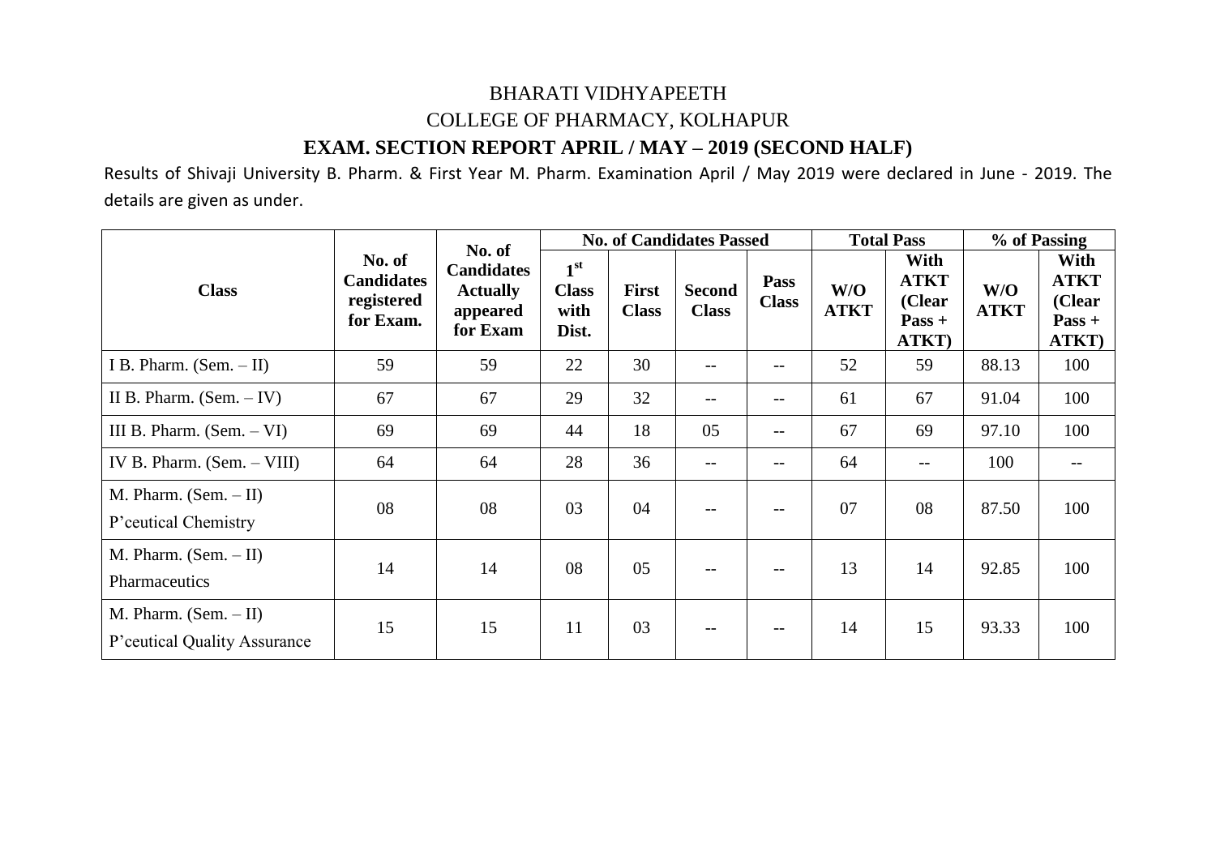BHARATI VIDHYAPEETH

COLLEGE OF PHARMACY, KOLHAPUR

## EXAM. SECTION REPORT APRIL / MAY – 2019 (SECOND HALF)

Results of Shivaji University B. Pharm. & First Year M. Pharm. Examination April / May 2019 were declared in June - 2019. The details are given as under.

| Class | No. of Candidates registered for Exam. | No. of Candidates Actually appeared for Exam | No. of Candidates Passed | | | | Total Pass | | % of Passing | |
|---|---|---|---|---|---|---|---|---|---|---|
| | | | 1st Class with Dist. | First Class | Second Class | Pass Class | W/O ATKT | With ATKT (Clear Pass + ATKT) | W/O ATKT | With ATKT (Clear Pass + ATKT) |
| I B. Pharm. (Sem. – II) | 59 | 59 | 22 | 30 | -- | -- | 52 | 59 | 88.13 | 100 |
| II B. Pharm. (Sem. – IV) | 67 | 67 | 29 | 32 | -- | -- | 61 | 67 | 91.04 | 100 |
| III B. Pharm. (Sem. – VI) | 69 | 69 | 44 | 18 | 05 | -- | 67 | 69 | 97.10 | 100 |
| IV B. Pharm. (Sem. – VIII) | 64 | 64 | 28 | 36 | -- | -- | 64 | -- | 100 | -- |
| M. Pharm. (Sem. – II) P'ceutical Chemistry | 08 | 08 | 03 | 04 | -- | -- | 07 | 08 | 87.50 | 100 |
| M. Pharm. (Sem. – II) Pharmaceutics | 14 | 14 | 08 | 05 | -- | -- | 13 | 14 | 92.85 | 100 |
| M. Pharm. (Sem. – II) P'ceutical Quality Assurance | 15 | 15 | 11 | 03 | -- | -- | 14 | 15 | 93.33 | 100 |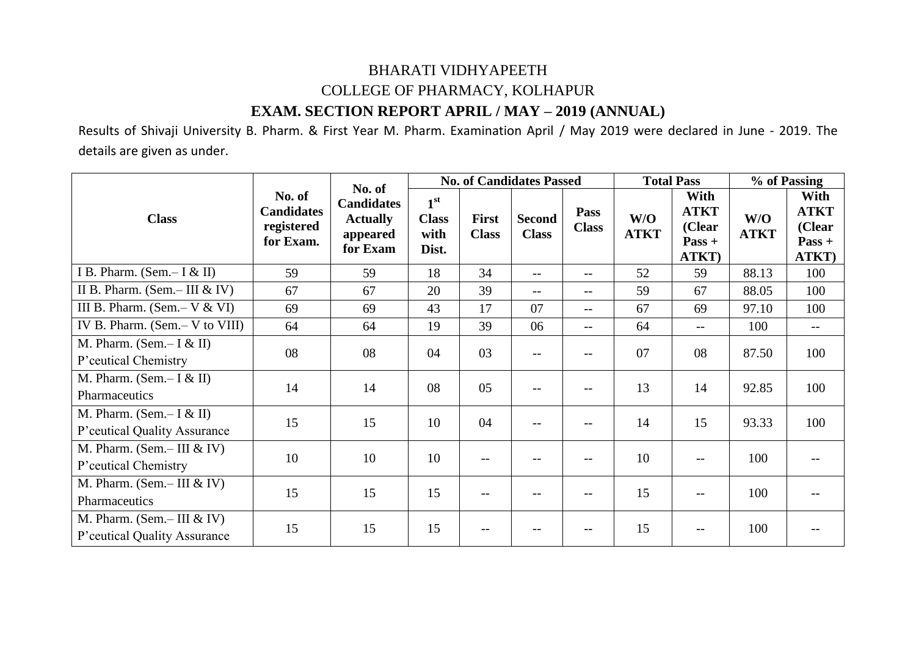BHARATI VIDHYAPEETH

COLLEGE OF PHARMACY, KOLHAPUR

## EXAM. SECTION REPORT APRIL / MAY – 2019 (ANNUAL)

Results of Shivaji University B. Pharm. & First Year M. Pharm. Examination April / May 2019 were declared in June - 2019. The details are given as under.

| Class | No. of Candidates registered for Exam. | No. of Candidates Actually appeared for Exam | No. of Candidates Passed | | | | Total Pass | | % of Passing | |
|---|---|---|---|---|---|---|---|---|---|---|
| | | | 1st Class with Dist. | First Class | Second Class | Pass Class | W/O ATKT | With ATKT (Clear Pass + ATKT) | W/O ATKT | With ATKT (Clear Pass + ATKT) |
| I B. Pharm. (Sem.– I & II) | 59 | 59 | 18 | 34 | -- | -- | 52 | 59 | 88.13 | 100 |
| II B. Pharm. (Sem.– III & IV) | 67 | 67 | 20 | 39 | -- | -- | 59 | 67 | 88.05 | 100 |
| III B. Pharm. (Sem.– V & VI) | 69 | 69 | 43 | 17 | 07 | -- | 67 | 69 | 97.10 | 100 |
| IV B. Pharm. (Sem.– V to VIII) | 64 | 64 | 19 | 39 | 06 | -- | 64 | -- | 100 | -- |
| M. Pharm. (Sem.– I & II) P'ceutical Chemistry | 08 | 08 | 04 | 03 | -- | -- | 07 | 08 | 87.50 | 100 |
| M. Pharm. (Sem.– I & II) Pharmaceutics | 14 | 14 | 08 | 05 | -- | -- | 13 | 14 | 92.85 | 100 |
| M. Pharm. (Sem.– I & II) P'ceutical Quality Assurance | 15 | 15 | 10 | 04 | -- | -- | 14 | 15 | 93.33 | 100 |
| M. Pharm. (Sem.– III & IV) P'ceutical Chemistry | 10 | 10 | 10 | -- | -- | -- | 10 | -- | 100 | -- |
| M. Pharm. (Sem.– III & IV) Pharmaceutics | 15 | 15 | 15 | -- | -- | -- | 15 | -- | 100 | -- |
| M. Pharm. (Sem.– III & IV) P'ceutical Quality Assurance | 15 | 15 | 15 | -- | -- | -- | 15 | -- | 100 | -- |